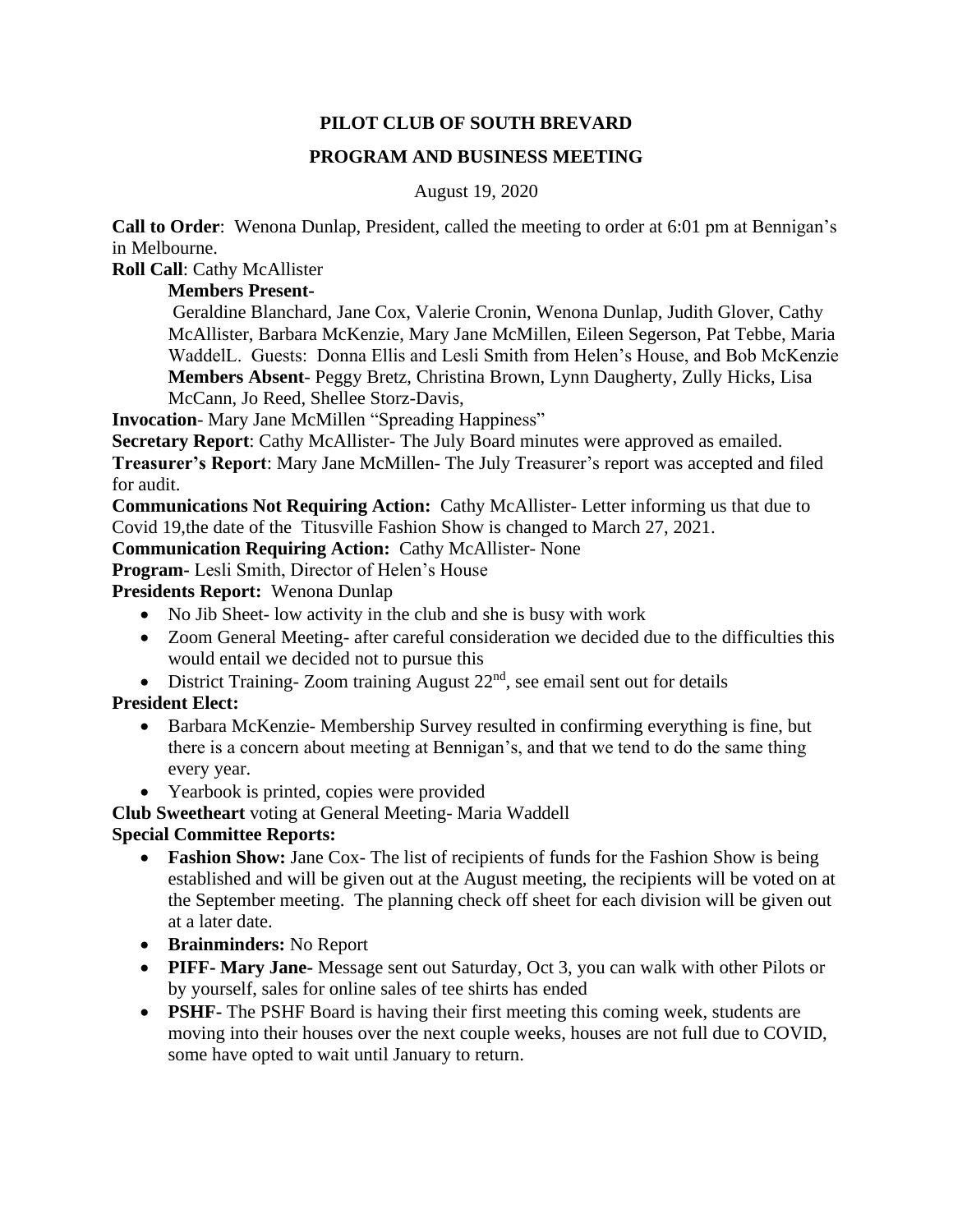**PILOT CLUB OF SOUTH BREVARD**

**PROGRAM AND BUSINESS MEETING**

August 19, 2020

**Call to Order**: Wenona Dunlap, President, called the meeting to order at 6:01 pm at Bennigan's in Melbourne.

**Roll Call**: Cathy McAllister

**Members Present-**

Geraldine Blanchard, Jane Cox, Valerie Cronin, Wenona Dunlap, Judith Glover, Cathy McAllister, Barbara McKenzie, Mary Jane McMillen, Eileen Segerson, Pat Tebbe, Maria WaddelL. Guests: Donna Ellis and Lesli Smith from Helen's House, and Bob McKenzie

**Members Absent**- Peggy Bretz, Christina Brown, Lynn Daugherty, Zully Hicks, Lisa McCann, Jo Reed, Shellee Storz-Davis,

**Invocation**- Mary Jane McMillen "Spreading Happiness"

**Secretary Report**: Cathy McAllister- The July Board minutes were approved as emailed.

**Treasurer's Report**: Mary Jane McMillen- The July Treasurer's report was accepted and filed for audit.

**Communications Not Requiring Action:** Cathy McAllister- Letter informing us that due to Covid 19,the date of the Titusville Fashion Show is changed to March 27, 2021.

**Communication Requiring Action:** Cathy McAllister- None

**Program-** Lesli Smith, Director of Helen's House

**Presidents Report:** Wenona Dunlap

- No Jib Sheet- low activity in the club and she is busy with work
- Zoom General Meeting- after careful consideration we decided due to the difficulties this would entail we decided not to pursue this
- District Training- Zoom training August 22nd, see email sent out for details

**President Elect:**

- Barbara McKenzie- Membership Survey resulted in confirming everything is fine, but there is a concern about meeting at Bennigan's, and that we tend to do the same thing every year.
- Yearbook is printed, copies were provided

**Club Sweetheart** voting at General Meeting- Maria Waddell

**Special Committee Reports:**

- **Fashion Show:** Jane Cox- The list of recipients of funds for the Fashion Show is being established and will be given out at the August meeting, the recipients will be voted on at the September meeting. The planning check off sheet for each division will be given out at a later date.
- **Brainminders:** No Report
- **PIFF- Mary Jane-** Message sent out Saturday, Oct 3, you can walk with other Pilots or by yourself, sales for online sales of tee shirts has ended
- **PSHF-** The PSHF Board is having their first meeting this coming week, students are moving into their houses over the next couple weeks, houses are not full due to COVID, some have opted to wait until January to return.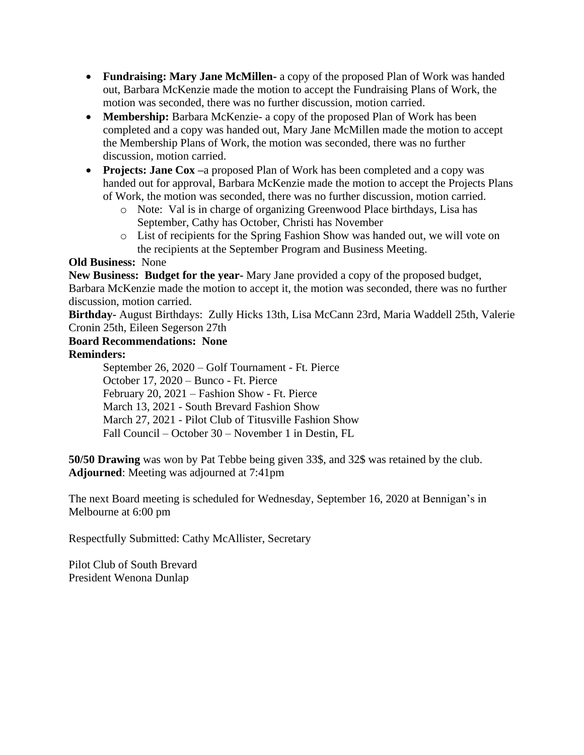- **Fundraising: Mary Jane McMillen-** a copy of the proposed Plan of Work was handed out, Barbara McKenzie made the motion to accept the Fundraising Plans of Work, the motion was seconded, there was no further discussion, motion carried.
- **Membership:** Barbara McKenzie- a copy of the proposed Plan of Work has been completed and a copy was handed out, Mary Jane McMillen made the motion to accept the Membership Plans of Work, the motion was seconded, there was no further discussion, motion carried.
- **Projects: Jane Cox –**a proposed Plan of Work has been completed and a copy was handed out for approval, Barbara McKenzie made the motion to accept the Projects Plans of Work, the motion was seconded, there was no further discussion, motion carried.
  - Note: Val is in charge of organizing Greenwood Place birthdays, Lisa has September, Cathy has October, Christi has November
  - List of recipients for the Spring Fashion Show was handed out, we will vote on the recipients at the September Program and Business Meeting.

**Old Business:** None

**New Business: Budget for the year-** Mary Jane provided a copy of the proposed budget, Barbara McKenzie made the motion to accept it, the motion was seconded, there was no further discussion, motion carried.

**Birthday-** August Birthdays: Zully Hicks 13th, Lisa McCann 23rd, Maria Waddell 25th, Valerie Cronin 25th, Eileen Segerson 27th

**Board Recommendations: None**

**Reminders:**

September 26, 2020 – Golf Tournament - Ft. Pierce
October 17, 2020 – Bunco - Ft. Pierce
February 20, 2021 – Fashion Show - Ft. Pierce
March 13, 2021 - South Brevard Fashion Show
March 27, 2021 - Pilot Club of Titusville Fashion Show
Fall Council – October 30 – November 1 in Destin, FL

**50/50 Drawing** was won by Pat Tebbe being given 33$, and 32$ was retained by the club.
**Adjourned**: Meeting was adjourned at 7:41pm

The next Board meeting is scheduled for Wednesday, September 16, 2020 at Bennigan's in Melbourne at 6:00 pm

Respectfully Submitted: Cathy McAllister, Secretary

Pilot Club of South Brevard
President Wenona Dunlap